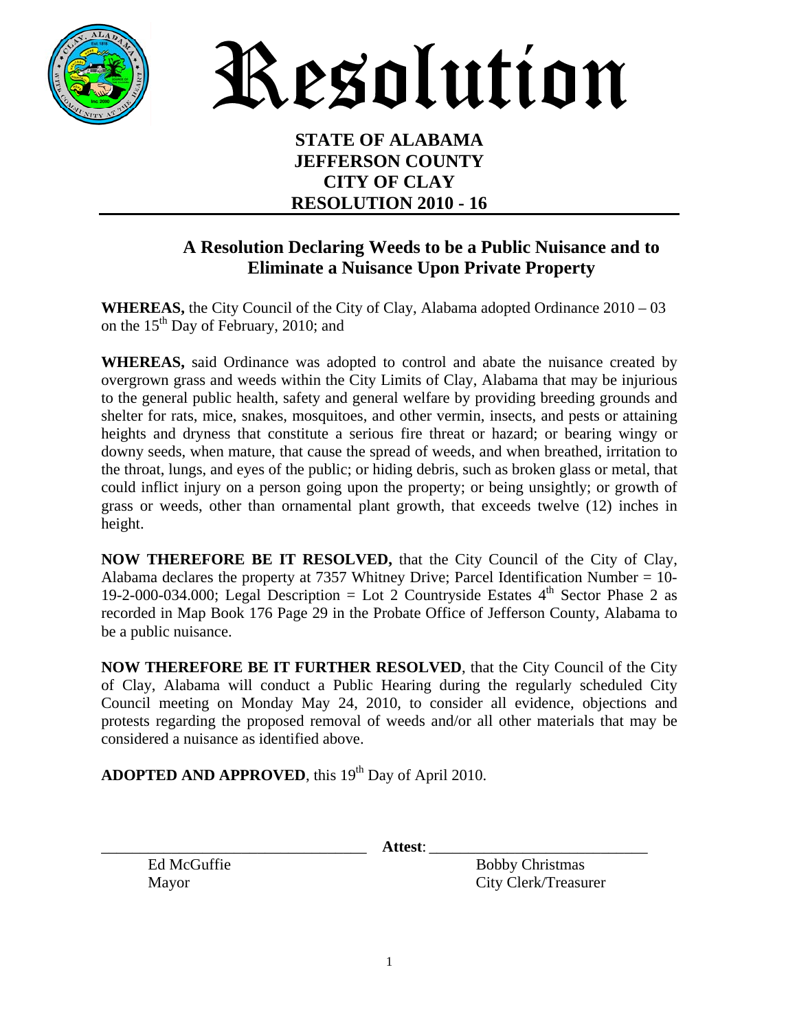# Resolution

**STATE OF ALABAMA**
**JEFFERSON COUNTY**
**CITY OF CLAY**
**RESOLUTION 2010 - 16**

## A Resolution Declaring Weeds to be a Public Nuisance and to Eliminate a Nuisance Upon Private Property

**WHEREAS,** the City Council of the City of Clay, Alabama adopted Ordinance 2010 – 03 on the 15th Day of February, 2010; and

**WHEREAS,** said Ordinance was adopted to control and abate the nuisance created by overgrown grass and weeds within the City Limits of Clay, Alabama that may be injurious to the general public health, safety and general welfare by providing breeding grounds and shelter for rats, mice, snakes, mosquitoes, and other vermin, insects, and pests or attaining heights and dryness that constitute a serious fire threat or hazard; or bearing wingy or downy seeds, when mature, that cause the spread of weeds, and when breathed, irritation to the throat, lungs, and eyes of the public; or hiding debris, such as broken glass or metal, that could inflict injury on a person going upon the property; or being unsightly; or growth of grass or weeds, other than ornamental plant growth, that exceeds twelve (12) inches in height.

**NOW THEREFORE BE IT RESOLVED,** that the City Council of the City of Clay, Alabama declares the property at 7357 Whitney Drive; Parcel Identification Number = 10-19-2-000-034.000; Legal Description = Lot 2 Countryside Estates 4th Sector Phase 2 as recorded in Map Book 176 Page 29 in the Probate Office of Jefferson County, Alabama to be a public nuisance.

**NOW THEREFORE BE IT FURTHER RESOLVED**, that the City Council of the City of Clay, Alabama will conduct a Public Hearing during the regularly scheduled City Council meeting on Monday May 24, 2010, to consider all evidence, objections and protests regarding the proposed removal of weeds and/or all other materials that may be considered a nuisance as identified above.

**ADOPTED AND APPROVED**, this 19th Day of April 2010.

\_\_\_\_\_\_\_\_\_\_\_\_\_\_\_\_\_\_\_\_\_\_\_\_\_\_\_\_\_\_\_\_ **Attest**: \_\_\_\_\_\_\_\_\_\_\_\_\_\_\_\_\_\_\_\_\_\_\_\_\_\_\_\_\_\_\_\_

Ed McGuffie
Mayor

Bobby Christmas
City Clerk/Treasurer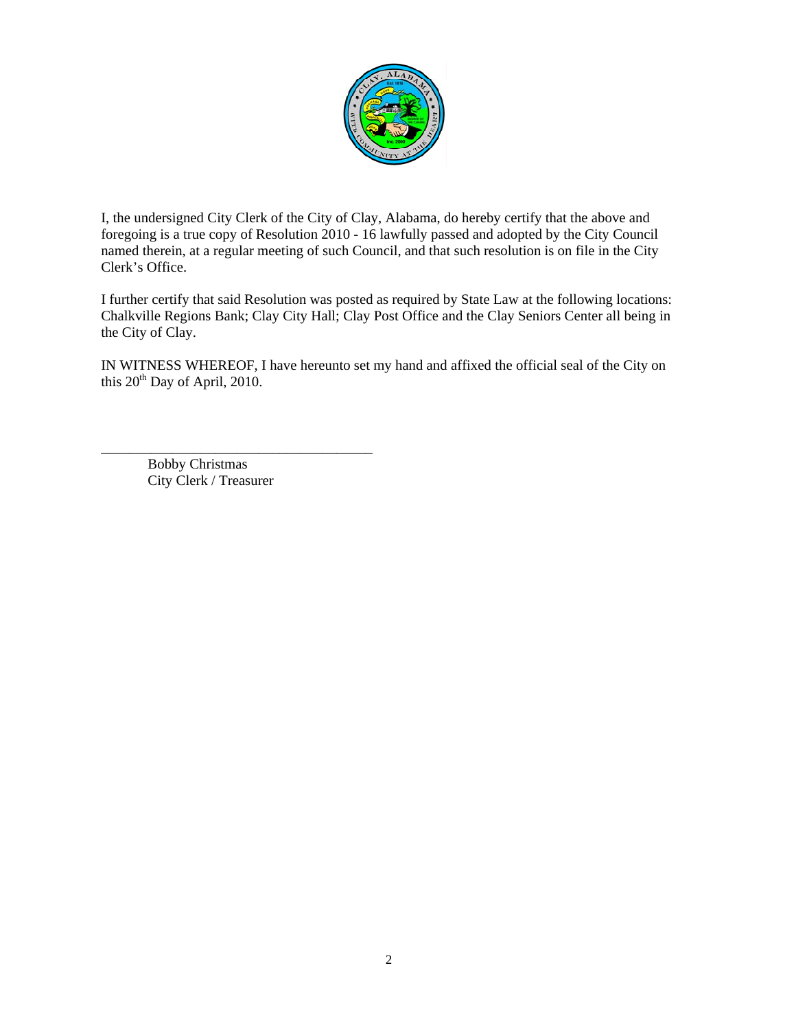I, the undersigned City Clerk of the City of Clay, Alabama, do hereby certify that the above and foregoing is a true copy of Resolution 2010 - 16 lawfully passed and adopted by the City Council named therein, at a regular meeting of such Council, and that such resolution is on file in the City Clerk's Office.

I further certify that said Resolution was posted as required by State Law at the following locations: Chalkville Regions Bank; Clay City Hall; Clay Post Office and the Clay Seniors Center all being in the City of Clay.

IN WITNESS WHEREOF, I have hereunto set my hand and affixed the official seal of the City on this 20th Day of April, 2010.

\_\_\_\_\_\_\_\_\_\_\_\_\_\_\_\_\_\_\_\_\_\_\_\_\_\_\_\_\_\_\_\_\_\_\_\_\_\_

Bobby Christmas
City Clerk / Treasurer